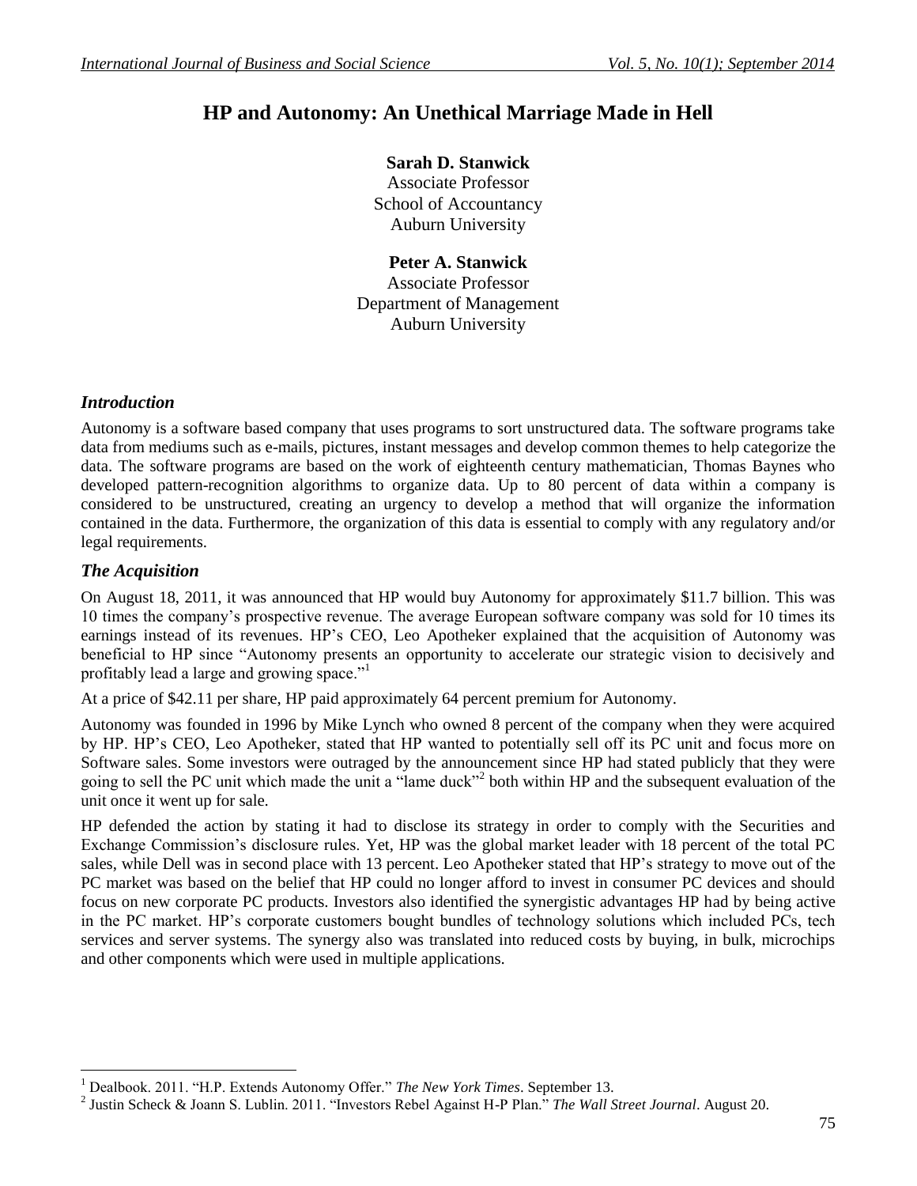# HP and Autonomy: An Unethical Marriage Made in Hell

**Sarah D. Stanwick**
Associate Professor
School of Accountancy
Auburn University

**Peter A. Stanwick**
Associate Professor
Department of Management
Auburn University

## *Introduction*

Autonomy is a software based company that uses programs to sort unstructured data. The software programs take data from mediums such as e-mails, pictures, instant messages and develop common themes to help categorize the data. The software programs are based on the work of eighteenth century mathematician, Thomas Baynes who developed pattern-recognition algorithms to organize data. Up to 80 percent of data within a company is considered to be unstructured, creating an urgency to develop a method that will organize the information contained in the data. Furthermore, the organization of this data is essential to comply with any regulatory and/or legal requirements.

## *The Acquisition*

On August 18, 2011, it was announced that HP would buy Autonomy for approximately $11.7 billion. This was 10 times the company's prospective revenue. The average European software company was sold for 10 times its earnings instead of its revenues. HP's CEO, Leo Apotheker explained that the acquisition of Autonomy was beneficial to HP since "Autonomy presents an opportunity to accelerate our strategic vision to decisively and profitably lead a large and growing space."[1]

At a price of $42.11 per share, HP paid approximately 64 percent premium for Autonomy.

Autonomy was founded in 1996 by Mike Lynch who owned 8 percent of the company when they were acquired by HP. HP's CEO, Leo Apotheker, stated that HP wanted to potentially sell off its PC unit and focus more on Software sales. Some investors were outraged by the announcement since HP had stated publicly that they were going to sell the PC unit which made the unit a "lame duck"[2] both within HP and the subsequent evaluation of the unit once it went up for sale.

HP defended the action by stating it had to disclose its strategy in order to comply with the Securities and Exchange Commission's disclosure rules. Yet, HP was the global market leader with 18 percent of the total PC sales, while Dell was in second place with 13 percent. Leo Apotheker stated that HP's strategy to move out of the PC market was based on the belief that HP could no longer afford to invest in consumer PC devices and should focus on new corporate PC products. Investors also identified the synergistic advantages HP had by being active in the PC market. HP's corporate customers bought bundles of technology solutions which included PCs, tech services and server systems. The synergy also was translated into reduced costs by buying, in bulk, microchips and other components which were used in multiple applications.

---

[1] Dealbook. 2011. "H.P. Extends Autonomy Offer." *The New York Times*. September 13.

[2] Justin Scheck & Joann S. Lublin. 2011. "Investors Rebel Against H-P Plan." *The Wall Street Journal*. August 20.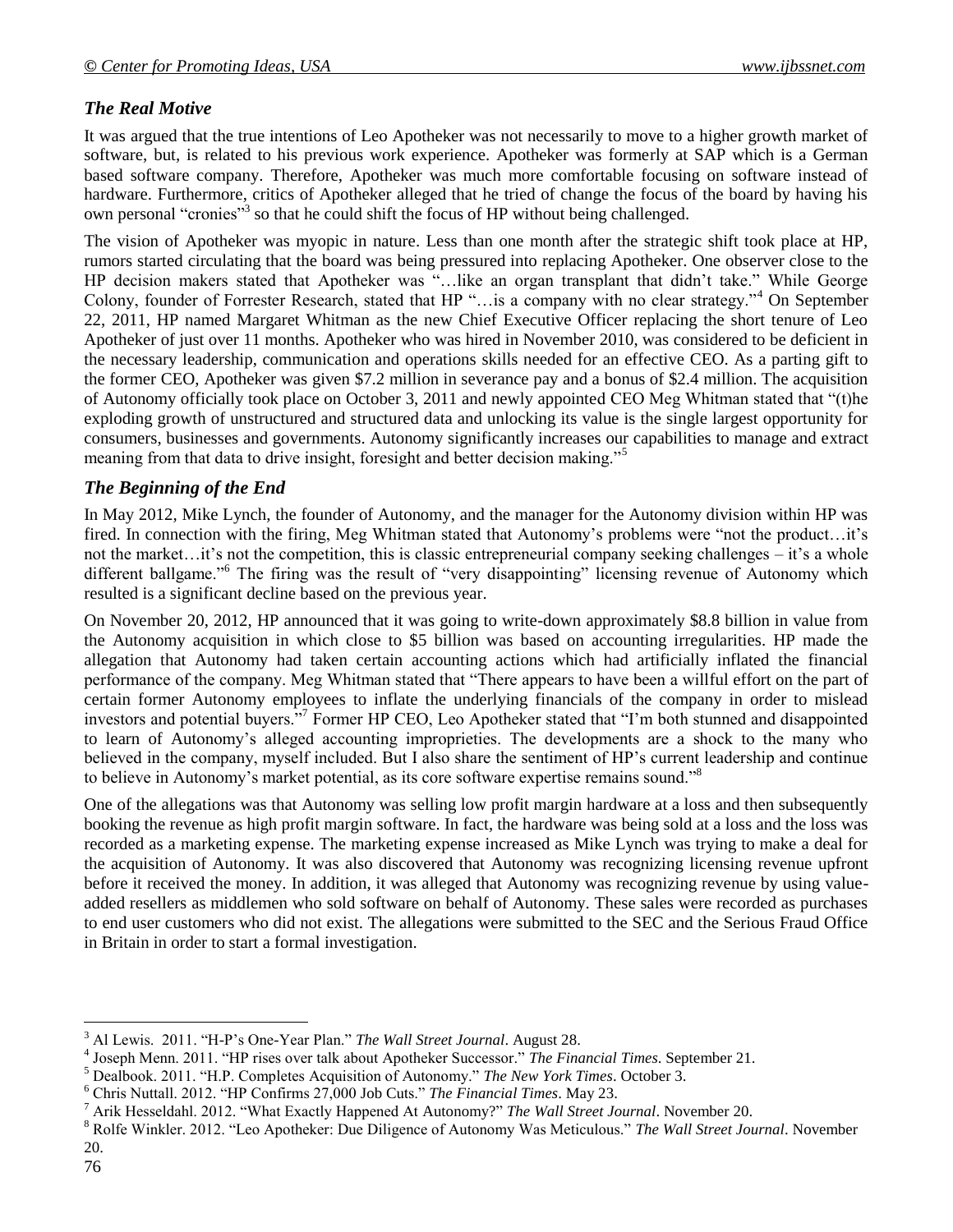### *The Real Motive*

It was argued that the true intentions of Leo Apotheker was not necessarily to move to a higher growth market of software, but, is related to his previous work experience. Apotheker was formerly at SAP which is a German based software company. Therefore, Apotheker was much more comfortable focusing on software instead of hardware. Furthermore, critics of Apotheker alleged that he tried of change the focus of the board by having his own personal "cronies"[3] so that he could shift the focus of HP without being challenged.

The vision of Apotheker was myopic in nature. Less than one month after the strategic shift took place at HP, rumors started circulating that the board was being pressured into replacing Apotheker. One observer close to the HP decision makers stated that Apotheker was "…like an organ transplant that didn't take." While George Colony, founder of Forrester Research, stated that HP "…is a company with no clear strategy."[4] On September 22, 2011, HP named Margaret Whitman as the new Chief Executive Officer replacing the short tenure of Leo Apotheker of just over 11 months. Apotheker who was hired in November 2010, was considered to be deficient in the necessary leadership, communication and operations skills needed for an effective CEO. As a parting gift to the former CEO, Apotheker was given $7.2 million in severance pay and a bonus of $2.4 million. The acquisition of Autonomy officially took place on October 3, 2011 and newly appointed CEO Meg Whitman stated that "(t)he exploding growth of unstructured and structured data and unlocking its value is the single largest opportunity for consumers, businesses and governments. Autonomy significantly increases our capabilities to manage and extract meaning from that data to drive insight, foresight and better decision making."[5]

### *The Beginning of the End*

In May 2012, Mike Lynch, the founder of Autonomy, and the manager for the Autonomy division within HP was fired. In connection with the firing, Meg Whitman stated that Autonomy's problems were "not the product…it's not the market…it's not the competition, this is classic entrepreneurial company seeking challenges – it's a whole different ballgame."[6] The firing was the result of "very disappointing" licensing revenue of Autonomy which resulted is a significant decline based on the previous year.

On November 20, 2012, HP announced that it was going to write-down approximately $8.8 billion in value from the Autonomy acquisition in which close to $5 billion was based on accounting irregularities. HP made the allegation that Autonomy had taken certain accounting actions which had artificially inflated the financial performance of the company. Meg Whitman stated that "There appears to have been a willful effort on the part of certain former Autonomy employees to inflate the underlying financials of the company in order to mislead investors and potential buyers."[7] Former HP CEO, Leo Apotheker stated that "I'm both stunned and disappointed to learn of Autonomy's alleged accounting improprieties. The developments are a shock to the many who believed in the company, myself included. But I also share the sentiment of HP's current leadership and continue to believe in Autonomy's market potential, as its core software expertise remains sound."[8]

One of the allegations was that Autonomy was selling low profit margin hardware at a loss and then subsequently booking the revenue as high profit margin software. In fact, the hardware was being sold at a loss and the loss was recorded as a marketing expense. The marketing expense increased as Mike Lynch was trying to make a deal for the acquisition of Autonomy. It was also discovered that Autonomy was recognizing licensing revenue upfront before it received the money. In addition, it was alleged that Autonomy was recognizing revenue by using value-added resellers as middlemen who sold software on behalf of Autonomy. These sales were recorded as purchases to end user customers who did not exist. The allegations were submitted to the SEC and the Serious Fraud Office in Britain in order to start a formal investigation.

---

[3] Al Lewis. 2011. "H-P's One-Year Plan." *The Wall Street Journal*. August 28.

[4] Joseph Menn. 2011. "HP rises over talk about Apotheker Successor." *The Financial Times*. September 21.

[5] Dealbook. 2011. "H.P. Completes Acquisition of Autonomy." *The New York Times*. October 3.

[6] Chris Nuttall. 2012. "HP Confirms 27,000 Job Cuts." *The Financial Times*. May 23.

[7] Arik Hesseldahl. 2012. "What Exactly Happened At Autonomy?" *The Wall Street Journal*. November 20.

[8] Rolfe Winkler. 2012. "Leo Apotheker: Due Diligence of Autonomy Was Meticulous." *The Wall Street Journal*. November 20.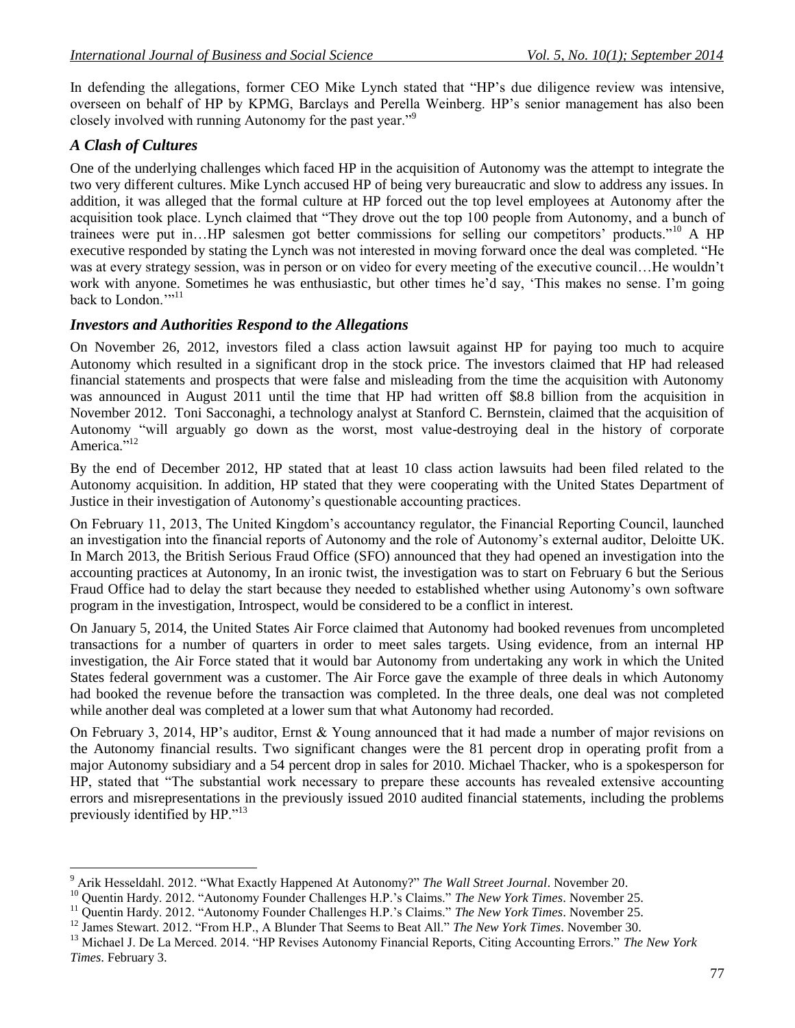In defending the allegations, former CEO Mike Lynch stated that "HP's due diligence review was intensive, overseen on behalf of HP by KPMG, Barclays and Perella Weinberg. HP's senior management has also been closely involved with running Autonomy for the past year."[9]

### *A Clash of Cultures*

One of the underlying challenges which faced HP in the acquisition of Autonomy was the attempt to integrate the two very different cultures. Mike Lynch accused HP of being very bureaucratic and slow to address any issues. In addition, it was alleged that the formal culture at HP forced out the top level employees at Autonomy after the acquisition took place. Lynch claimed that "They drove out the top 100 people from Autonomy, and a bunch of trainees were put in…HP salesmen got better commissions for selling our competitors' products."[10] A HP executive responded by stating the Lynch was not interested in moving forward once the deal was completed. "He was at every strategy session, was in person or on video for every meeting of the executive council…He wouldn't work with anyone. Sometimes he was enthusiastic, but other times he'd say, 'This makes no sense. I'm going back to London.'"[11]

### *Investors and Authorities Respond to the Allegations*

On November 26, 2012, investors filed a class action lawsuit against HP for paying too much to acquire Autonomy which resulted in a significant drop in the stock price. The investors claimed that HP had released financial statements and prospects that were false and misleading from the time the acquisition with Autonomy was announced in August 2011 until the time that HP had written off \$8.8 billion from the acquisition in November 2012. Toni Sacconaghi, a technology analyst at Stanford C. Bernstein, claimed that the acquisition of Autonomy "will arguably go down as the worst, most value-destroying deal in the history of corporate America."[12]

By the end of December 2012, HP stated that at least 10 class action lawsuits had been filed related to the Autonomy acquisition. In addition, HP stated that they were cooperating with the United States Department of Justice in their investigation of Autonomy's questionable accounting practices.

On February 11, 2013, The United Kingdom's accountancy regulator, the Financial Reporting Council, launched an investigation into the financial reports of Autonomy and the role of Autonomy's external auditor, Deloitte UK. In March 2013, the British Serious Fraud Office (SFO) announced that they had opened an investigation into the accounting practices at Autonomy, In an ironic twist, the investigation was to start on February 6 but the Serious Fraud Office had to delay the start because they needed to established whether using Autonomy's own software program in the investigation, Introspect, would be considered to be a conflict in interest.

On January 5, 2014, the United States Air Force claimed that Autonomy had booked revenues from uncompleted transactions for a number of quarters in order to meet sales targets. Using evidence, from an internal HP investigation, the Air Force stated that it would bar Autonomy from undertaking any work in which the United States federal government was a customer. The Air Force gave the example of three deals in which Autonomy had booked the revenue before the transaction was completed. In the three deals, one deal was not completed while another deal was completed at a lower sum that what Autonomy had recorded.

On February 3, 2014, HP's auditor, Ernst & Young announced that it had made a number of major revisions on the Autonomy financial results. Two significant changes were the 81 percent drop in operating profit from a major Autonomy subsidiary and a 54 percent drop in sales for 2010. Michael Thacker, who is a spokesperson for HP, stated that "The substantial work necessary to prepare these accounts has revealed extensive accounting errors and misrepresentations in the previously issued 2010 audited financial statements, including the problems previously identified by HP."[13]

---

[9] Arik Hesseldahl. 2012. "What Exactly Happened At Autonomy?" *The Wall Street Journal*. November 20.

[10] Quentin Hardy. 2012. "Autonomy Founder Challenges H.P.'s Claims." *The New York Times*. November 25.

[11] Quentin Hardy. 2012. "Autonomy Founder Challenges H.P.'s Claims." *The New York Times*. November 25.

[12] James Stewart. 2012. "From H.P., A Blunder That Seems to Beat All." *The New York Times*. November 30.

[13] Michael J. De La Merced. 2014. "HP Revises Autonomy Financial Reports, Citing Accounting Errors." *The New York Times*. February 3.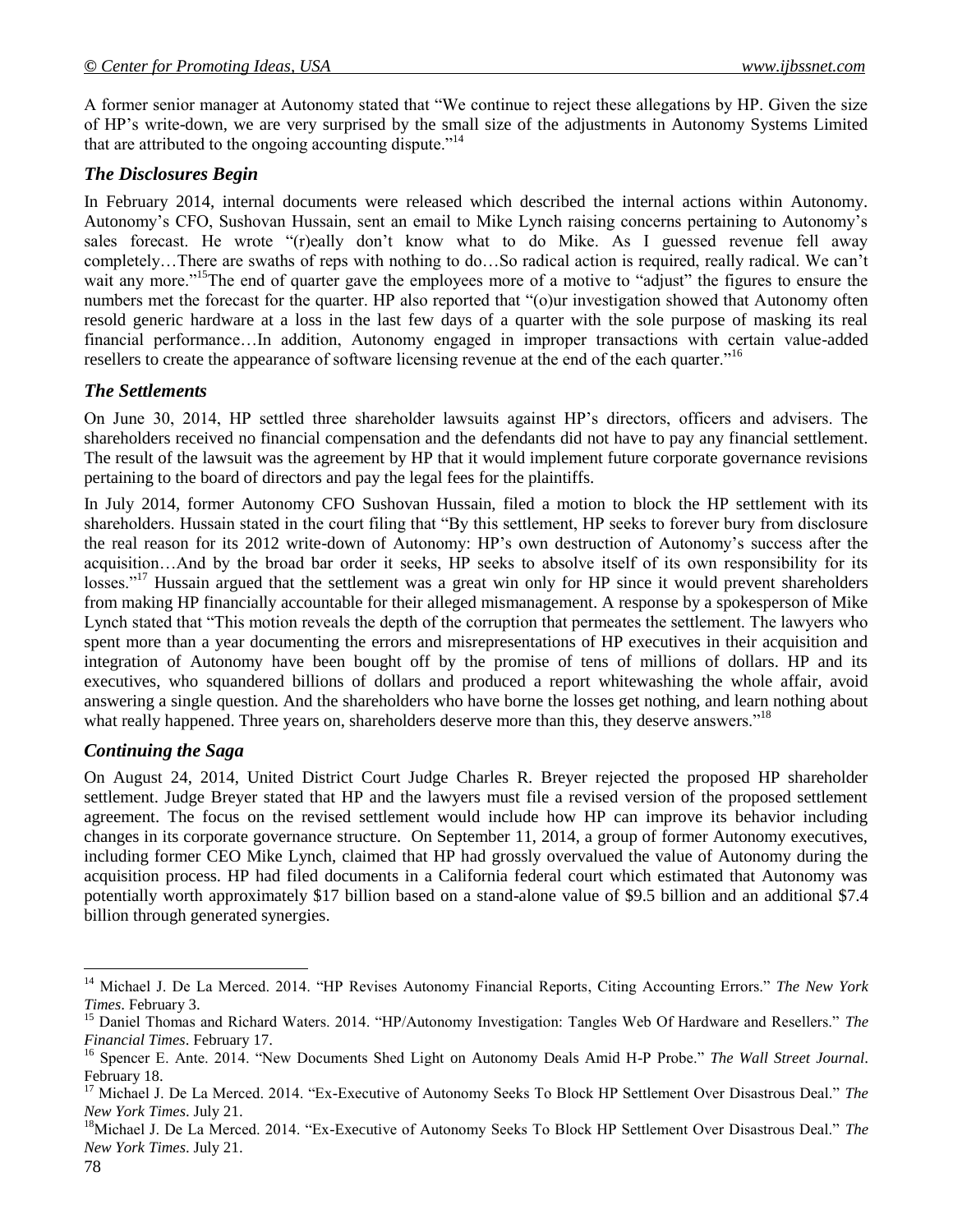A former senior manager at Autonomy stated that "We continue to reject these allegations by HP. Given the size of HP's write-down, we are very surprised by the small size of the adjustments in Autonomy Systems Limited that are attributed to the ongoing accounting dispute."[14]

### *The Disclosures Begin*

In February 2014, internal documents were released which described the internal actions within Autonomy. Autonomy's CFO, Sushovan Hussain, sent an email to Mike Lynch raising concerns pertaining to Autonomy's sales forecast. He wrote "(r)eally don't know what to do Mike. As I guessed revenue fell away completely…There are swaths of reps with nothing to do…So radical action is required, really radical. We can't wait any more."[15]The end of quarter gave the employees more of a motive to "adjust" the figures to ensure the numbers met the forecast for the quarter. HP also reported that "(o)ur investigation showed that Autonomy often resold generic hardware at a loss in the last few days of a quarter with the sole purpose of masking its real financial performance…In addition, Autonomy engaged in improper transactions with certain value-added resellers to create the appearance of software licensing revenue at the end of the each quarter."[16]

### *The Settlements*

On June 30, 2014, HP settled three shareholder lawsuits against HP's directors, officers and advisers. The shareholders received no financial compensation and the defendants did not have to pay any financial settlement. The result of the lawsuit was the agreement by HP that it would implement future corporate governance revisions pertaining to the board of directors and pay the legal fees for the plaintiffs.

In July 2014, former Autonomy CFO Sushovan Hussain, filed a motion to block the HP settlement with its shareholders. Hussain stated in the court filing that "By this settlement, HP seeks to forever bury from disclosure the real reason for its 2012 write-down of Autonomy: HP's own destruction of Autonomy's success after the acquisition…And by the broad bar order it seeks, HP seeks to absolve itself of its own responsibility for its losses."[17] Hussain argued that the settlement was a great win only for HP since it would prevent shareholders from making HP financially accountable for their alleged mismanagement. A response by a spokesperson of Mike Lynch stated that "This motion reveals the depth of the corruption that permeates the settlement. The lawyers who spent more than a year documenting the errors and misrepresentations of HP executives in their acquisition and integration of Autonomy have been bought off by the promise of tens of millions of dollars. HP and its executives, who squandered billions of dollars and produced a report whitewashing the whole affair, avoid answering a single question. And the shareholders who have borne the losses get nothing, and learn nothing about what really happened. Three years on, shareholders deserve more than this, they deserve answers."[18]

### *Continuing the Saga*

On August 24, 2014, United District Court Judge Charles R. Breyer rejected the proposed HP shareholder settlement. Judge Breyer stated that HP and the lawyers must file a revised version of the proposed settlement agreement. The focus on the revised settlement would include how HP can improve its behavior including changes in its corporate governance structure. On September 11, 2014, a group of former Autonomy executives, including former CEO Mike Lynch, claimed that HP had grossly overvalued the value of Autonomy during the acquisition process. HP had filed documents in a California federal court which estimated that Autonomy was potentially worth approximately $17 billion based on a stand-alone value of $9.5 billion and an additional $7.4 billion through generated synergies.

---

[14] Michael J. De La Merced. 2014. "HP Revises Autonomy Financial Reports, Citing Accounting Errors." *The New York Times*. February 3.

[15] Daniel Thomas and Richard Waters. 2014. "HP/Autonomy Investigation: Tangles Web Of Hardware and Resellers." *The Financial Times*. February 17.

[16] Spencer E. Ante. 2014. "New Documents Shed Light on Autonomy Deals Amid H-P Probe." *The Wall Street Journal*. February 18.

[17] Michael J. De La Merced. 2014. "Ex-Executive of Autonomy Seeks To Block HP Settlement Over Disastrous Deal." *The New York Times*. July 21.

[18] Michael J. De La Merced. 2014. "Ex-Executive of Autonomy Seeks To Block HP Settlement Over Disastrous Deal." *The New York Times*. July 21.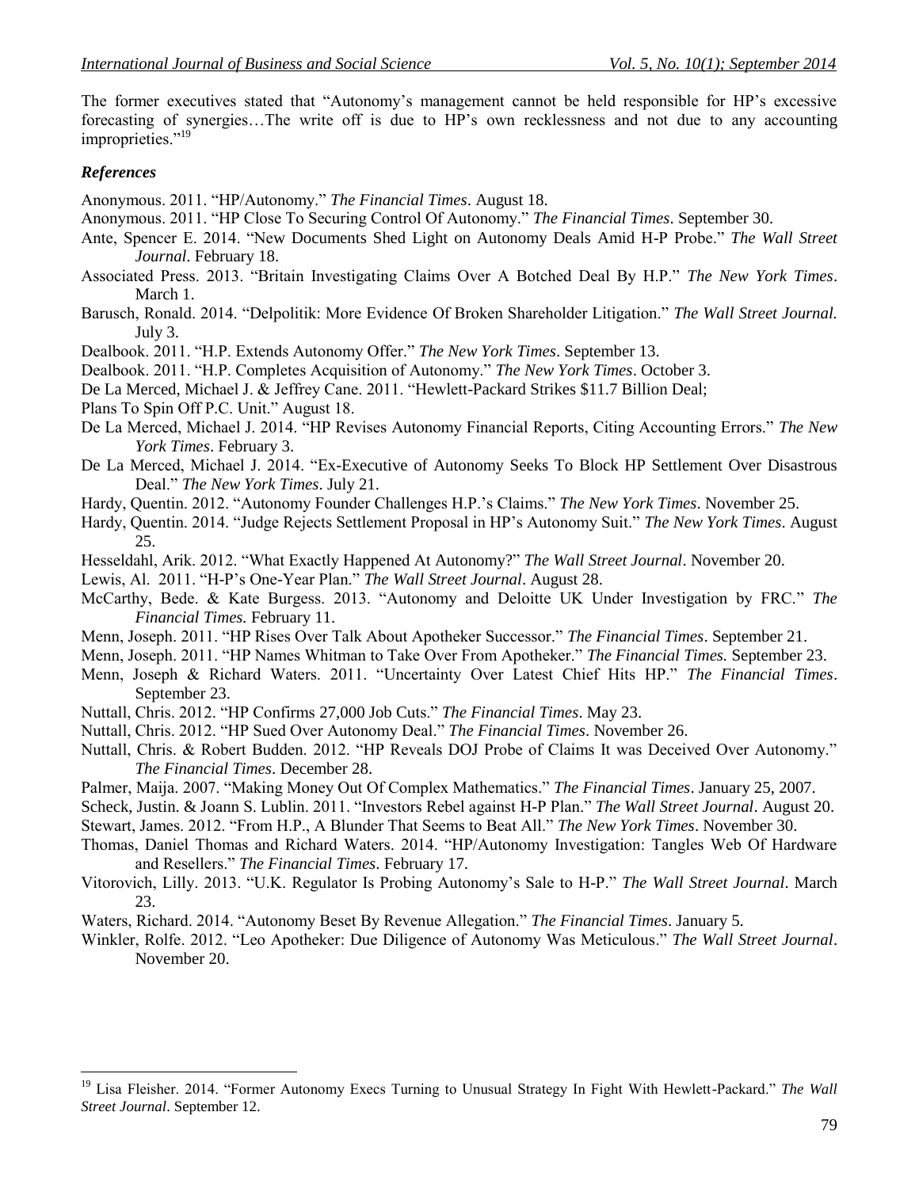The former executives stated that "Autonomy's management cannot be held responsible for HP's excessive forecasting of synergies…The write off is due to HP's own recklessness and not due to any accounting improprieties."[19]

### *References*

Anonymous. 2011. "HP/Autonomy." *The Financial Times*. August 18.

Anonymous. 2011. "HP Close To Securing Control Of Autonomy." *The Financial Times*. September 30.

Ante, Spencer E. 2014. "New Documents Shed Light on Autonomy Deals Amid H-P Probe." *The Wall Street Journal*. February 18.

Associated Press. 2013. "Britain Investigating Claims Over A Botched Deal By H.P." *The New York Times*. March 1.

Barusch, Ronald. 2014. "Delpolitik: More Evidence Of Broken Shareholder Litigation." *The Wall Street Journal.* July 3.

Dealbook. 2011. "H.P. Extends Autonomy Offer." *The New York Times*. September 13.

Dealbook. 2011. "H.P. Completes Acquisition of Autonomy." *The New York Times*. October 3.

De La Merced, Michael J. & Jeffrey Cane. 2011. "Hewlett-Packard Strikes $11.7 Billion Deal;

Plans To Spin Off P.C. Unit." August 18.

De La Merced, Michael J. "HP Revises Autonomy Financial Reports, Citing Accounting Errors." *The New York Times*. February 3.

De La Merced, Michael J. 2014. "Ex-Executive of Autonomy Seeks To Block HP Settlement Over Disastrous Deal." *The New York Times*. July 21.

Hardy, Quentin. 2012. "Autonomy Founder Challenges H.P.'s Claims." *The New York Times*. November 25.

Hardy, Quentin. 2014. "Judge Rejects Settlement Proposal in HP's Autonomy Suit." *The New York Times*. August 25.

Hesseldahl, Arik. 2012. "What Exactly Happened At Autonomy?" *The Wall Street Journal*. November 20.

Lewis, Al. 2011. "H-P's One-Year Plan." *The Wall Street Journal*. August 28.

McCarthy, Bede. & Kate Burgess. 2013. "Autonomy and Deloitte UK Under Investigation by FRC." *The Financial Times.* February 11.

Menn, Joseph. 2011. "HP Rises Over Talk About Apotheker Successor." *The Financial Times*. September 21.

Menn, Joseph. 2011. "HP Names Whitman to Take Over From Apotheker." *The Financial Times.* September 23.

Menn, Joseph & Richard Waters. 2011. "Uncertainty Over Latest Chief Hits HP." *The Financial Times*. September 23.

Nuttall, Chris. 2012. "HP Confirms 27,000 Job Cuts." *The Financial Times*. May 23.

Nuttall, Chris. 2012. "HP Sued Over Autonomy Deal." *The Financial Times*. November 26.

Nuttall, Chris. & Robert Budden. 2012. "HP Reveals DOJ Probe of Claims It was Deceived Over Autonomy." *The Financial Times*. December 28.

Palmer, Maija. 2007. "Making Money Out Of Complex Mathematics." *The Financial Times*. January 25, 2007.

Scheck, Justin. & Joann S. Lublin. 2011. "Investors Rebel against H-P Plan." *The Wall Street Journal*. August 20.

Stewart, James. 2012. "From H.P., A Blunder That Seems to Beat All." *The New York Times*. November 30.

Thomas, Daniel Thomas and Richard Waters. 2014. "HP/Autonomy Investigation: Tangles Web Of Hardware and Resellers." *The Financial Times*. February 17.

Vitorovich, Lilly. 2013. "U.K. Regulator Is Probing Autonomy's Sale to H-P." *The Wall Street Journal*. March 23.

Waters, Richard. 2014. "Autonomy Beset By Revenue Allegation." *The Financial Times*. January 5.

Winkler, Rolfe. 2012. "Leo Apotheker: Due Diligence of Autonomy Was Meticulous." *The Wall Street Journal*. November 20.

---

[19] Lisa Fleisher. 2014. "Former Autonomy Execs Turning to Unusual Strategy In Fight With Hewlett-Packard." *The Wall Street Journal*. September 12.